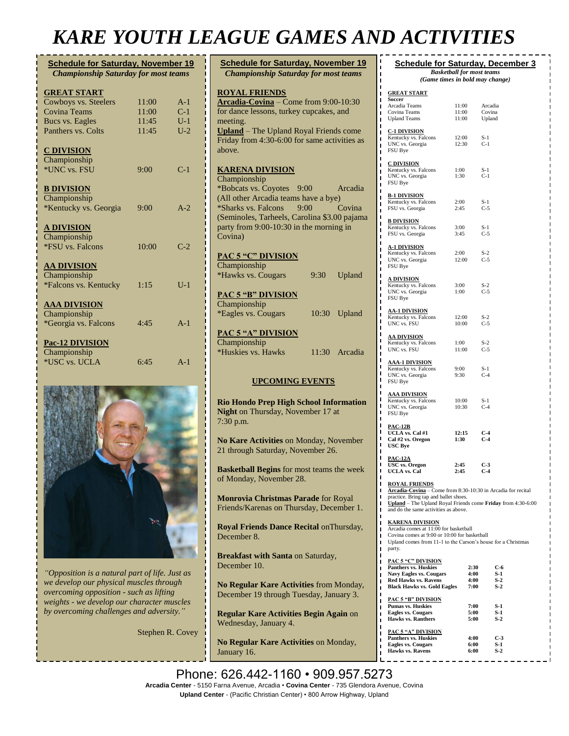# KARE YOUTH LEAGUE GAMES AND ACTIVITIES

## Schedule for Saturday, November 19

*Championship Saturday for most teams*

**GREAT START**

| | | |
|---|---|---|
| Cowboys vs. Steelers | 11:00 | A-1 |
| Covina Teams | 11:00 | C-1 |
| Bucs vs. Eagles | 11:45 | U-1 |
| Panthers vs. Colts | 11:45 | U-2 |

**C DIVISION**
Championship

| | | |
|---|---|---|
| *UNC vs. FSU | 9:00 | C-1 |

**B DIVISION**
Championship

| | | |
|---|---|---|
| *Kentucky vs. Georgia | 9:00 | A-2 |

**A DIVISION**
Championship

| | | |
|---|---|---|
| *FSU vs. Falcons | 10:00 | C-2 |

**AA DIVISION**
Championship

| | | |
|---|---|---|
| *Falcons vs. Kentucky | 1:15 | U-1 |

**AAA DIVISION**
Championship

| | | |
|---|---|---|
| *Georgia vs. Falcons | 4:45 | A-1 |

**Pac-12 DIVISION**
Championship

| | | |
|---|---|---|
| *USC vs. UCLA | 6:45 | A-1 |

*"Opposition is a natural part of life. Just as we develop our physical muscles through overcoming opposition - such as lifting weights - we develop our character muscles by overcoming challenges and adversity."*

Stephen R. Covey

## Schedule for Saturday, November 19

*Championship Saturday for most teams*

**ROYAL FRIENDS**

**Arcadia-Covina** – Come from 9:00-10:30 for dance lessons, turkey cupcakes, and meeting.

**Upland** – The Upland Royal Friends come Friday from 4:30-6:00 for same activities as above.

**KARENA DIVISION**
Championship

*Bobcats vs. Coyotes 9:00 Arcadia
(All other Arcadia teams have a bye)
*Sharks vs. Falcons 9:00 Covina
(Seminoles, Tarheels, Carolina $3.00 pajama party from 9:00-10:30 in the morning in Covina)

**PAC 5 "C" DIVISION**
Championship

| | | |
|---|---|---|
| *Hawks vs. Cougars | 9:30 | Upland |

**PAC 5 "B" DIVISION**
Championship

| | | |
|---|---|---|
| *Eagles vs. Cougars | 10:30 | Upland |

**PAC 5 "A" DIVISION**
Championship

| | | |
|---|---|---|
| *Huskies vs. Hawks | 11:30 | Arcadia |

### UPCOMING EVENTS

**Rio Hondo Prep High School Information Night** on Thursday, November 17 at 7:30 p.m.

**No Kare Activities** on Monday, November 21 through Saturday, November 26.

**Basketball Begins** for most teams the week of Monday, November 28.

**Monrovia Christmas Parade** for Royal Friends/Karenas on Thursday, December 1.

**Royal Friends Dance Recital** onThursday, December 8.

**Breakfast with Santa** on Saturday, December 10.

**No Regular Kare Activities** from Monday, December 19 through Tuesday, January 3.

**Regular Kare Activities Begin Again** on Wednesday, January 4.

**No Regular Kare Activities** on Monday, January 16.

## Schedule for Saturday, December 3

*Basketball for most teams*
*(Game times in bold may change)*

**GREAT START**
Soccer

| | | |
|---|---|---|
| Arcadia Teams | 11:00 | Arcadia |
| Covina Teams | 11:00 | Covina |
| Upland Teams | 11:00 | Upland |

**C-1 DIVISION**

| | | |
|---|---|---|
| Kentucky vs. Falcons | 12:00 | S-1 |
| UNC vs. Georgia | 12:30 | C-1 |
| FSU Bye | | |

**C DIVISION**

| | | |
|---|---|---|
| Kentucky vs. Falcons | 1:00 | S-1 |
| UNC vs. Georgia | 1:30 | C-1 |
| FSU Bye | | |

**B-1 DIVISION**

| | | |
|---|---|---|
| Kentucky vs. Falcons | 2:00 | S-1 |
| FSU vs. Georgia | 2:45 | C-5 |

**B DIVISION**

| | | |
|---|---|---|
| Kentucky vs. Falcons | 3:00 | S-1 |
| FSU vs. Georgia | 3:45 | C-5 |

**A-1 DIVISION**

| | | |
|---|---|---|
| Kentucky vs. Falcons | 2:00 | S-2 |
| UNC vs. Georgia | 12:00 | C-5 |
| FSU Bye | | |

**A DIVISION**

| | | |
|---|---|---|
| Kentucky vs. Falcons | 3:00 | S-2 |
| UNC vs. Georgia | 1:00 | C-5 |
| FSU Bye | | |

**AA-1 DIVISION**

| | | |
|---|---|---|
| Kentucky vs. Falcons | 12:00 | S-2 |
| UNC vs. FSU | 10:00 | C-5 |

**AA DIVISION**

| | | |
|---|---|---|
| Kentucky vs. Falcons | 1:00 | S-2 |
| UNC vs. FSU | 11:00 | C-5 |

**AAA-1 DIVISION**

| | | |
|---|---|---|
| Kentucky vs. Falcons | 9:00 | S-1 |
| UNC vs. Georgia | 9:30 | C-4 |
| FSU Bye | | |

**AAA DIVISION**

| | | |
|---|---|---|
| Kentucky vs. Falcons | 10:00 | S-1 |
| UNC vs. Georgia | 10:30 | C-4 |
| FSU Bye | | |

**PAC-12B**

| | | |
|---|---|---|
| **UCLA vs. Cal #1** | **12:15** | **C-4** |
| **Cal #2 vs. Oregon** | **1:30** | **C-4** |
| **USC Bye** | | |

**PAC-12A**

| | | |
|---|---|---|
| **USC vs. Oregon** | **2:45** | **C-3** |
| **UCLA vs. Cal** | **2:45** | **C-4** |

**ROYAL FRIENDS**

**Arcadia-Covina** – Come from 8:30-10:30 in Arcadia for recital practice. Bring tap and ballet shoes.

**Upland** – The Upland Royal Friends come **Friday** from 4:30-6:00 and do the same activities as above.

**KARENA DIVISION**

Arcadia comes at 11:00 for basketball
Covina comes at 9:00 or 10:00 for basketball
Upland comes from 11-1 to the Carson's house for a Christmas party.

**PAC 5 "C" DIVISION**

| | | |
|---|---|---|
| **Panthers vs. Huskies** | **2:30** | **C-6** |
| **Navy Eagles vs. Cougars** | **4:00** | **S-1** |
| **Red Hawks vs. Ravens** | **4:00** | **S-2** |
| **Black Hawks vs. Gold Eagles** | **7:00** | **S-2** |

**PAC 5 "B" DIVISION**

| | | |
|---|---|---|
| **Pumas vs. Huskies** | **7:00** | **S-1** |
| **Eagles vs. Cougars** | **5:00** | **S-1** |
| **Hawks vs. Ranthers** | **5:00** | **S-2** |

**PAC 5 "A" DIVISION**

| | | |
|---|---|---|
| **Panthers vs. Huskies** | **4:00** | **C-3** |
| **Eagles vs. Cougars** | **6:00** | **S-1** |
| **Hawks vs. Ravens** | **6:00** | **S-2** |

Phone: 626.442-1160 • 909.957.5273

**Arcadia Center** - 5150 Farna Avenue, Arcadia • **Covina Center** - 735 Glendora Avenue, Covina
**Upland Center** - (Pacific Christian Center) • 800 Arrow Highway, Upland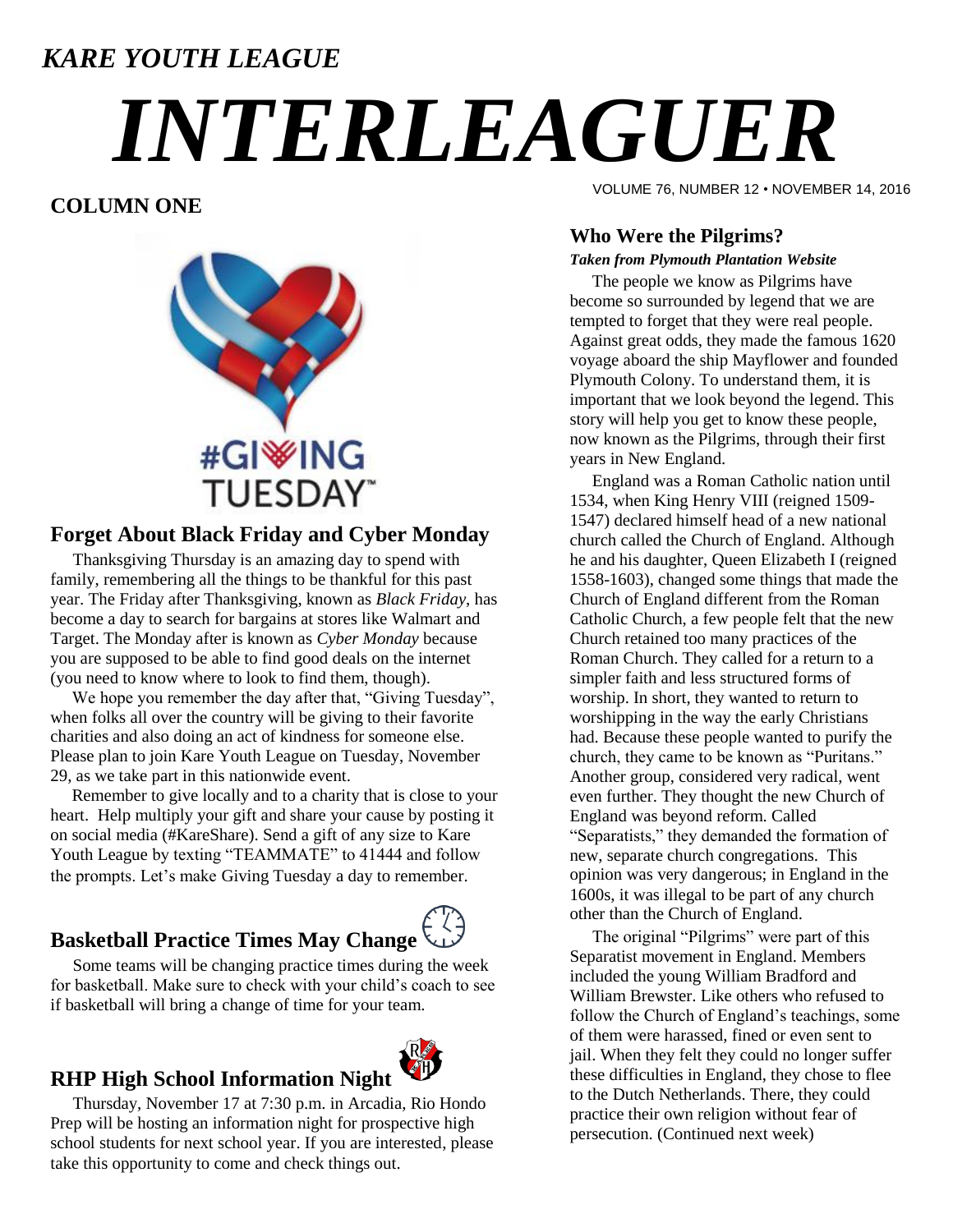*KARE YOUTH LEAGUE*

# *INTERLEAGUER*

VOLUME 76, NUMBER 12 • NOVEMBER 14, 2016

## COLUMN ONE

### Forget About Black Friday and Cyber Monday

Thanksgiving Thursday is an amazing day to spend with family, remembering all the things to be thankful for this past year. The Friday after Thanksgiving, known as *Black Friday*, has become a day to search for bargains at stores like Walmart and Target. The Monday after is known as *Cyber Monday* because you are supposed to be able to find good deals on the internet (you need to know where to look to find them, though).

We hope you remember the day after that, "Giving Tuesday", when folks all over the country will be giving to their favorite charities and also doing an act of kindness for someone else. Please plan to join Kare Youth League on Tuesday, November 29, as we take part in this nationwide event.

Remember to give locally and to a charity that is close to your heart. Help multiply your gift and share your cause by posting it on social media (#KareShare). Send a gift of any size to Kare Youth League by texting "TEAMMATE" to 41444 and follow the prompts. Let's make Giving Tuesday a day to remember.

### Basketball Practice Times May Change

Some teams will be changing practice times during the week for basketball. Make sure to check with your child's coach to see if basketball will bring a change of time for your team.

### RHP High School Information Night

Thursday, November 17 at 7:30 p.m. in Arcadia, Rio Hondo Prep will be hosting an information night for prospective high school students for next school year. If you are interested, please take this opportunity to come and check things out.

### Who Were the Pilgrims?

***Taken from Plymouth Plantation Website***

The people we know as Pilgrims have become so surrounded by legend that we are tempted to forget that they were real people. Against great odds, they made the famous 1620 voyage aboard the ship Mayflower and founded Plymouth Colony. To understand them, it is important that we look beyond the legend. This story will help you get to know these people, now known as the Pilgrims, through their first years in New England.

England was a Roman Catholic nation until 1534, when King Henry VIII (reigned 1509-1547) declared himself head of a new national church called the Church of England. Although he and his daughter, Queen Elizabeth I (reigned 1558-1603), changed some things that made the Church of England different from the Roman Catholic Church, a few people felt that the new Church retained too many practices of the Roman Church. They called for a return to a simpler faith and less structured forms of worship. In short, they wanted to return to worshipping in the way the early Christians had. Because these people wanted to purify the church, they came to be known as "Puritans." Another group, considered very radical, went even further. They thought the new Church of England was beyond reform. Called "Separatists," they demanded the formation of new, separate church congregations. This opinion was very dangerous; in England in the 1600s, it was illegal to be part of any church other than the Church of England.

The original "Pilgrims" were part of this Separatist movement in England. Members included the young William Bradford and William Brewster. Like others who refused to follow the Church of England's teachings, some of them were harassed, fined or even sent to jail. When they felt they could no longer suffer these difficulties in England, they chose to flee to the Dutch Netherlands. There, they could practice their own religion without fear of persecution. (Continued next week)